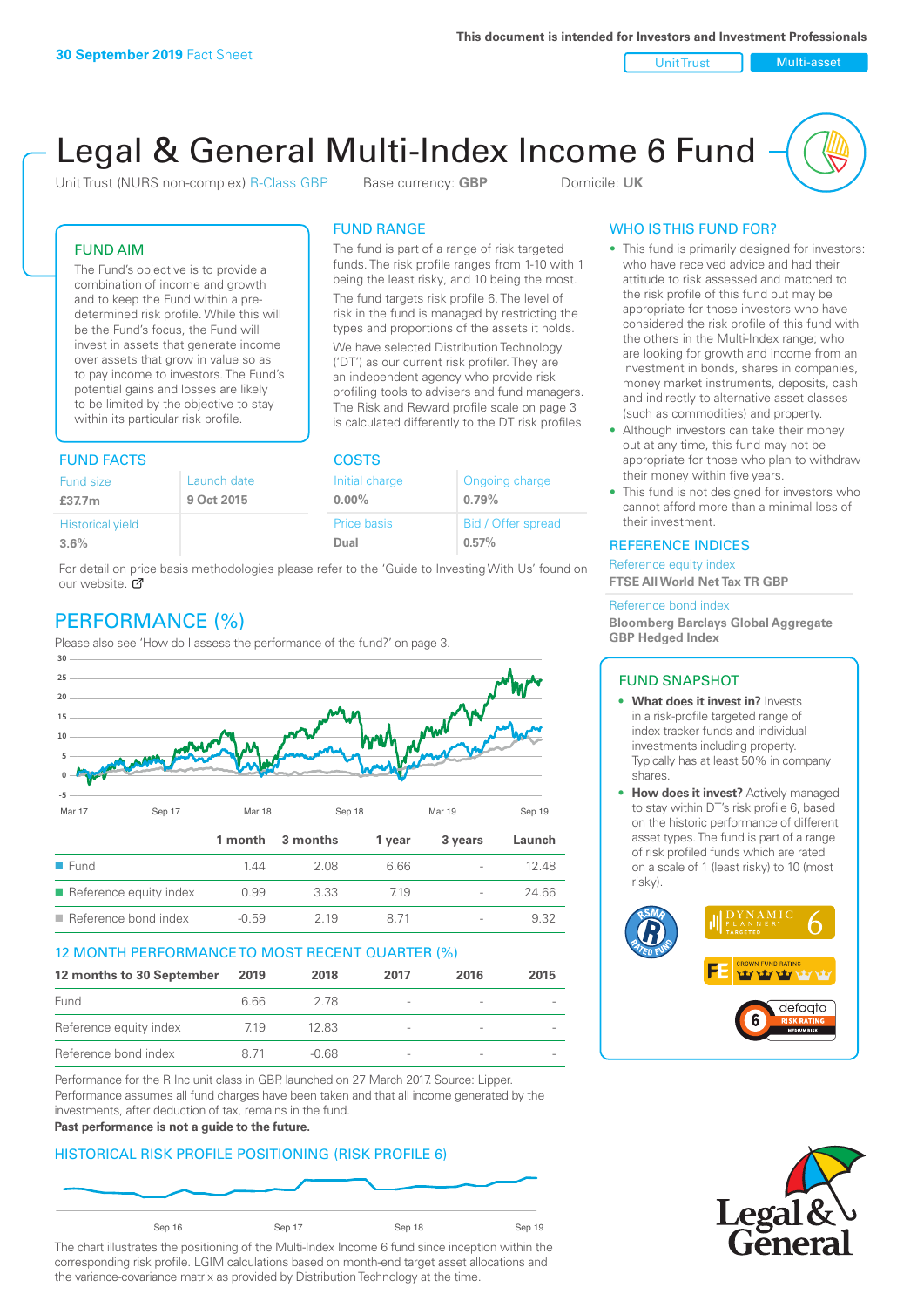**30 September 2019** Fact Sheet

This document is intended for Investors and Investment Professionals

Unit Trust | Multi-asset

# Legal & General Multi-Index Income 6 Fund

Unit Trust (NURS non-complex) R-Class GBP   Base currency: **GBP**   Domicile: **UK**

## FUND AIM

The Fund's objective is to provide a combination of income and growth and to keep the Fund within a pre-determined risk profile. While this will be the Fund's focus, the Fund will invest in assets that generate income over assets that grow in value so as to pay income to investors. The Fund's potential gains and losses are likely to be limited by the objective to stay within its particular risk profile.

## FUND RANGE

The fund is part of a range of risk targeted funds. The risk profile ranges from 1-10 with 1 being the least risky, and 10 being the most.

The fund targets risk profile 6. The level of risk in the fund is managed by restricting the types and proportions of the assets it holds.

We have selected Distribution Technology ('DT') as our current risk profiler. They are an independent agency who provide risk profiling tools to advisers and fund managers. The Risk and Reward profile scale on page 3 is calculated differently to the DT risk profiles.

## WHO IS THIS FUND FOR?

- This fund is primarily designed for investors: who have received advice and had their attitude to risk assessed and matched to the risk profile of this fund but may be appropriate for those investors who have considered the risk profile of this fund with the others in the Multi-Index range; who are looking for growth and income from an investment in bonds, shares in companies, money market instruments, deposits, cash and indirectly to alternative asset classes (such as commodities) and property.
- Although investors can take their money out at any time, this fund may not be appropriate for those who plan to withdraw their money within five years.
- This fund is not designed for investors who cannot afford more than a minimal loss of their investment.

## FUND FACTS

| Fund size | Launch date |
|---|---|
| **£37.7m** | **9 Oct 2015** |
| Historical yield | |
| **3.6%** | |

## COSTS

| Initial charge | Ongoing charge |
|---|---|
| **0.00%** | **0.79%** |
| Price basis | Bid / Offer spread |
| **Dual** | **0.57%** |

For detail on price basis methodologies please refer to the 'Guide to Investing With Us' found on our website.

## REFERENCE INDICES

Reference equity index
**FTSE All World Net Tax TR GBP**

Reference bond index
**Bloomberg Barclays Global Aggregate GBP Hedged Index**

## PERFORMANCE (%)

Please also see 'How do I assess the performance of the fund?' on page 3.

| | 1 month | 3 months | 1 year | 3 years | Launch |
|---|---|---|---|---|---|
| Fund | 1.44 | 2.08 | 6.66 | - | 12.48 |
| Reference equity index | 0.99 | 3.33 | 7.19 | - | 24.66 |
| Reference bond index | -0.59 | 2.19 | 8.71 | - | 9.32 |

## 12 MONTH PERFORMANCE TO MOST RECENT QUARTER (%)

| 12 months to 30 September | 2019 | 2018 | 2017 | 2016 | 2015 |
|---|---|---|---|---|---|
| Fund | 6.66 | 2.78 | - | - | - |
| Reference equity index | 7.19 | 12.83 | - | - | - |
| Reference bond index | 8.71 | -0.68 | - | - | - |

Performance for the R Inc unit class in GBP, launched on 27 March 2017. Source: Lipper. Performance assumes all fund charges have been taken and that all income generated by the investments, after deduction of tax, remains in the fund.

**Past performance is not a guide to the future.**

## HISTORICAL RISK PROFILE POSITIONING (RISK PROFILE 6)

The chart illustrates the positioning of the Multi-Index Income 6 fund since inception within the corresponding risk profile. LGIM calculations based on month-end target asset allocations and the variance-covariance matrix as provided by Distribution Technology at the time.

## FUND SNAPSHOT

- **What does it invest in?** Invests in a risk-profile targeted range of index tracker funds and individual investments including property. Typically has at least 50% in company shares.
- **How does it invest?** Actively managed to stay within DT's risk profile 6, based on the historic performance of different asset types. The fund is part of a range of risk profiled funds which are rated on a scale of 1 (least risky) to 10 (most risky).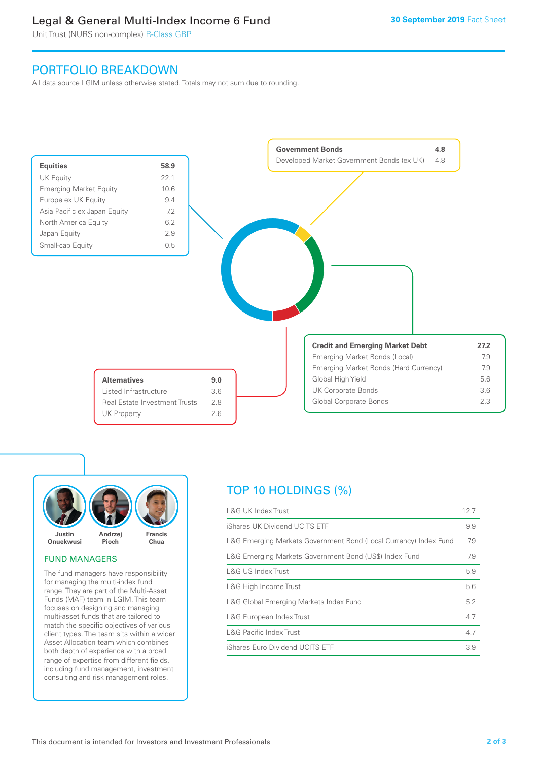# Legal & General Multi-Index Income 6 Fund

Unit Trust (NURS non-complex) R-Class GBP

30 September 2019 Fact Sheet

## PORTFOLIO BREAKDOWN

All data source LGIM unless otherwise stated. Totals may not sum due to rounding.

| Equities | 58.9 |
|---|---|
| UK Equity | 22.1 |
| Emerging Market Equity | 10.6 |
| Europe ex UK Equity | 9.4 |
| Asia Pacific ex Japan Equity | 7.2 |
| North America Equity | 6.2 |
| Japan Equity | 2.9 |
| Small-cap Equity | 0.5 |

| Government Bonds | 4.8 |
|---|---|
| Developed Market Government Bonds (ex UK) | 4.8 |

| Credit and Emerging Market Debt | 27.2 |
|---|---|
| Emerging Market Bonds (Local) | 7.9 |
| Emerging Market Bonds (Hard Currency) | 7.9 |
| Global High Yield | 5.6 |
| UK Corporate Bonds | 3.6 |
| Global Corporate Bonds | 2.3 |

| Alternatives | 9.0 |
|---|---|
| Listed Infrastructure | 3.6 |
| Real Estate Investment Trusts | 2.8 |
| UK Property | 2.6 |

Justin Onuekwusi, Andrzej Pioch, Francis Chua

### FUND MANAGERS

The fund managers have responsibility for managing the multi-index fund range. They are part of the Multi-Asset Funds (MAF) team in LGIM. This team focuses on designing and managing multi-asset funds that are tailored to match the specific objectives of various client types. The team sits within a wider Asset Allocation team which combines both depth of experience with a broad range of expertise from different fields, including fund management, investment consulting and risk management roles.

## TOP 10 HOLDINGS (%)

| Holding | % |
|---|---|
| L&G UK Index Trust | 12.7 |
| iShares UK Dividend UCITS ETF | 9.9 |
| L&G Emerging Markets Government Bond (Local Currency) Index Fund | 7.9 |
| L&G Emerging Markets Government Bond (US$) Index Fund | 7.9 |
| L&G US Index Trust | 5.9 |
| L&G High Income Trust | 5.6 |
| L&G Global Emerging Markets Index Fund | 5.2 |
| L&G European Index Trust | 4.7 |
| L&G Pacific Index Trust | 4.7 |
| iShares Euro Dividend UCITS ETF | 3.9 |

This document is intended for Investors and Investment Professionals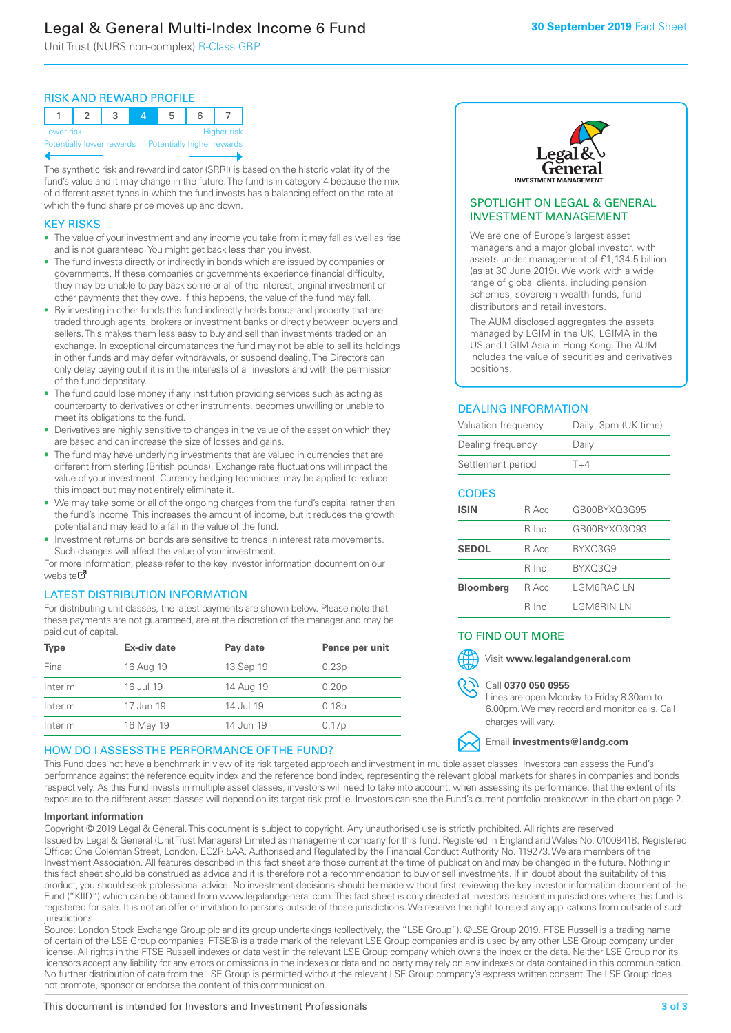# Legal & General Multi-Index Income 6 Fund

Unit Trust (NURS non-complex) R-Class GBP

**30 September 2019** Fact Sheet

## RISK AND REWARD PROFILE

| 1 | 2 | 3 | 4 | 5 | 6 | 7 |
|---|---|---|---|---|---|---|

Lower risk — Higher risk

Potentially lower rewards — Potentially higher rewards

The synthetic risk and reward indicator (SRRI) is based on the historic volatility of the fund's value and it may change in the future. The fund is in category 4 because the mix of different asset types in which the fund invests has a balancing effect on the rate at which the fund share price moves up and down.

## KEY RISKS

- The value of your investment and any income you take from it may fall as well as rise and is not guaranteed. You might get back less than you invest.
- The fund invests directly or indirectly in bonds which are issued by companies or governments. If these companies or governments experience financial difficulty, they may be unable to pay back some or all of the interest, original investment or other payments that they owe. If this happens, the value of the fund may fall.
- By investing in other funds this fund indirectly holds bonds and property that are traded through agents, brokers or investment banks or directly between buyers and sellers. This makes them less easy to buy and sell than investments traded on an exchange. In exceptional circumstances the fund may not be able to sell its holdings in other funds and may defer withdrawals, or suspend dealing. The Directors can only delay paying out if it is in the interests of all investors and with the permission of the fund depositary.
- The fund could lose money if any institution providing services such as acting as counterparty to derivatives or other instruments, becomes unwilling or unable to meet its obligations to the fund.
- Derivatives are highly sensitive to changes in the value of the asset on which they are based and can increase the size of losses and gains.
- The fund may have underlying investments that are valued in currencies that are different from sterling (British pounds). Exchange rate fluctuations will impact the value of your investment. Currency hedging techniques may be applied to reduce this impact but may not entirely eliminate it.
- We may take some or all of the ongoing charges from the fund's capital rather than the fund's income. This increases the amount of income, but it reduces the growth potential and may lead to a fall in the value of the fund.
- Investment returns on bonds are sensitive to trends in interest rate movements. Such changes will affect the value of your investment.

For more information, please refer to the key investor information document on our website

## LATEST DISTRIBUTION INFORMATION

For distributing unit classes, the latest payments are shown below. Please note that these payments are not guaranteed, are at the discretion of the manager and may be paid out of capital.

| Type | Ex-div date | Pay date | Pence per unit |
|---|---|---|---|
| Final | 16 Aug 19 | 13 Sep 19 | 0.23p |
| Interim | 16 Jul 19 | 14 Aug 19 | 0.20p |
| Interim | 17 Jun 19 | 14 Jul 19 | 0.18p |
| Interim | 16 May 19 | 14 Jun 19 | 0.17p |

## SPOTLIGHT ON LEGAL & GENERAL INVESTMENT MANAGEMENT

We are one of Europe's largest asset managers and a major global investor, with assets under management of £1,134.5 billion (as at 30 June 2019). We work with a wide range of global clients, including pension schemes, sovereign wealth funds, fund distributors and retail investors.

The AUM disclosed aggregates the assets managed by LGIM in the UK, LGIMA in the US and LGIM Asia in Hong Kong. The AUM includes the value of securities and derivatives positions.

## DEALING INFORMATION

| | |
|---|---|
| Valuation frequency | Daily, 3pm (UK time) |
| Dealing frequency | Daily |
| Settlement period | T+4 |

## CODES

| | | |
|---|---|---|
| **ISIN** | R Acc | GB00BYXQ3G95 |
| | R Inc | GB00BYXQ3Q93 |
| **SEDOL** | R Acc | BYXQ3G9 |
| | R Inc | BYXQ3Q9 |
| **Bloomberg** | R Acc | LGM6RAC LN |
| | R Inc | LGM6RIN LN |

## TO FIND OUT MORE

Visit **www.legalandgeneral.com**

Call **0370 050 0955**
Lines are open Monday to Friday 8.30am to 6.00pm. We may record and monitor calls. Call charges will vary.

Email **investments@landg.com**

## HOW DO I ASSESS THE PERFORMANCE OF THE FUND?

This Fund does not have a benchmark in view of its risk targeted approach and investment in multiple asset classes. Investors can assess the Fund's performance against the reference equity index and the reference bond index, representing the relevant global markets for shares in companies and bonds respectively. As this Fund invests in multiple asset classes, investors will need to take into account, when assessing its performance, that the extent of its exposure to the different asset classes will depend on its target risk profile. Investors can see the Fund's current portfolio breakdown in the chart on page 2.

### Important information

Copyright © 2019 Legal & General. This document is subject to copyright. Any unauthorised use is strictly prohibited. All rights are reserved.

Issued by Legal & General (Unit Trust Managers) Limited as management company for this fund. Registered in England and Wales No. 01009418. Registered Office: One Coleman Street, London, EC2R 5AA. Authorised and Regulated by the Financial Conduct Authority No. 119273. We are members of the Investment Association. All features described in this fact sheet are those current at the time of publication and may be changed in the future. Nothing in this fact sheet should be construed as advice and it is therefore not a recommendation to buy or sell investments. If in doubt about the suitability of this product, you should seek professional advice. No investment decisions should be made without first reviewing the key investor information document of the Fund ("KIID") which can be obtained from www.legalandgeneral.com. This fact sheet is only directed at investors resident in jurisdictions where this fund is registered for sale. It is not an offer or invitation to persons outside of those jurisdictions. We reserve the right to reject any applications from outside of such jurisdictions.

Source: London Stock Exchange Group plc and its group undertakings (collectively, the "LSE Group"). ©LSE Group 2019. FTSE Russell is a trading name of certain of the LSE Group companies. FTSE® is a trade mark of the relevant LSE Group companies and is used by any other LSE Group company under license. All rights in the FTSE Russell indexes or data vest in the relevant LSE Group company which owns the index or the data. Neither LSE Group nor its licensors accept any liability for any errors or omissions in the indexes or data and no party may rely on any indexes or data contained in this communication. No further distribution of data from the LSE Group is permitted without the relevant LSE Group company's express written consent. The LSE Group does not promote, sponsor or endorse the content of this communication.

This document is intended for Investors and Investment Professionals